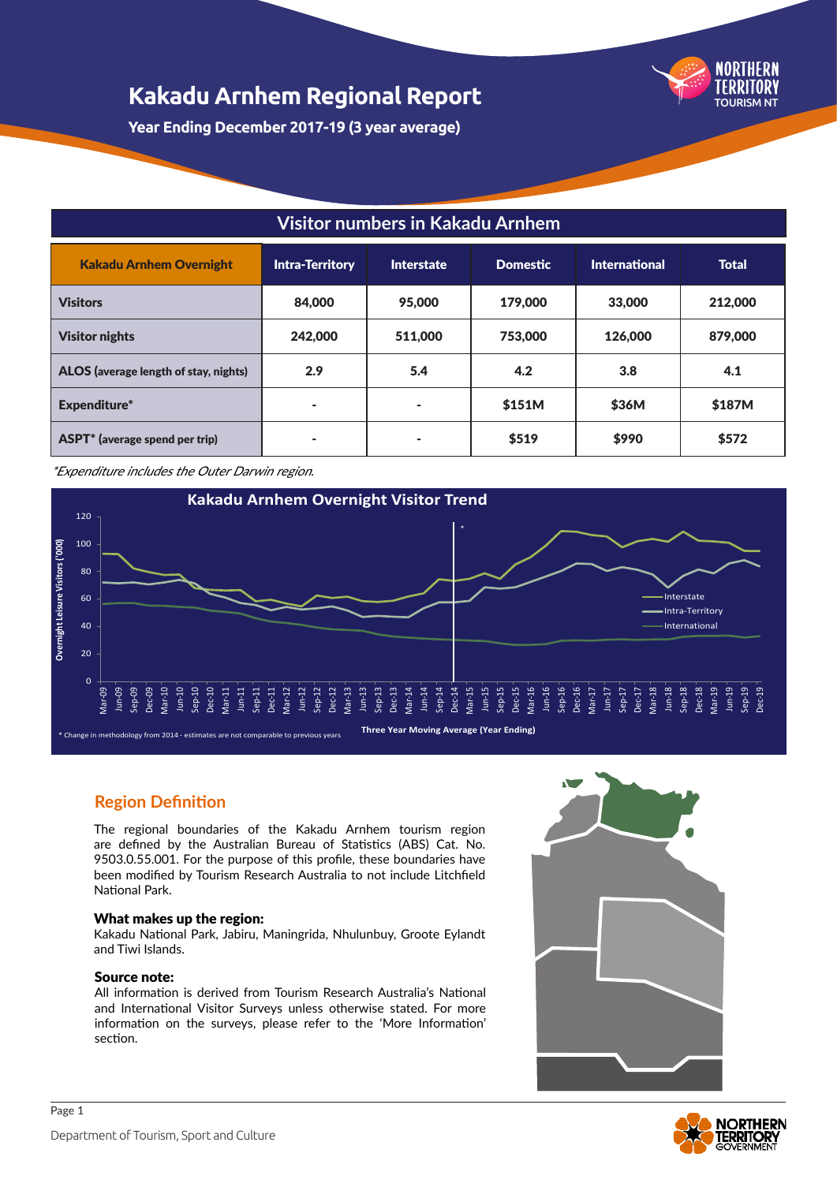# Kakadu Arnhem Regional Report

**Year Ending December 2017-19 (3 year average)**

## Visitor numbers in Kakadu Arnhem

| Kakadu Arnhem Overnight | Intra-Territory | Interstate | Domestic | International | Total |
|---|---|---|---|---|---|
| **Visitors** | 84,000 | 95,000 | 179,000 | 33,000 | 212,000 |
| **Visitor nights** | 242,000 | 511,000 | 753,000 | 126,000 | 879,000 |
| **ALOS** (average length of stay, nights) | 2.9 | 5.4 | 4.2 | 3.8 | 4.1 |
| **Expenditure*** | - | - | $151M | $36M | $187M |
| **ASPT*** (average spend per trip) | - | - | $519 | $990 | $572 |

*\*Expenditure includes the Outer Darwin region.*

**Kakadu Arnhem Overnight Visitor Trend**

Overnight Leisure Visitors ('000)

Interstate, Intra-Territory, International

Three Year Moving Average (Year Ending)

\* Change in methodology from 2014 - estimates are not comparable to previous years

## Region Definition

The regional boundaries of the Kakadu Arnhem tourism region are defined by the Australian Bureau of Statistics (ABS) Cat. No. 9503.0.55.001. For the purpose of this profile, these boundaries have been modified by Tourism Research Australia to not include Litchfield National Park.

**What makes up the region:**
Kakadu National Park, Jabiru, Maningrida, Nhulunbuy, Groote Eylandt and Tiwi Islands.

**Source note:**
All information is derived from Tourism Research Australia's National and International Visitor Surveys unless otherwise stated. For more information on the surveys, please refer to the 'More Information' section.

Department of Tourism, Sport and Culture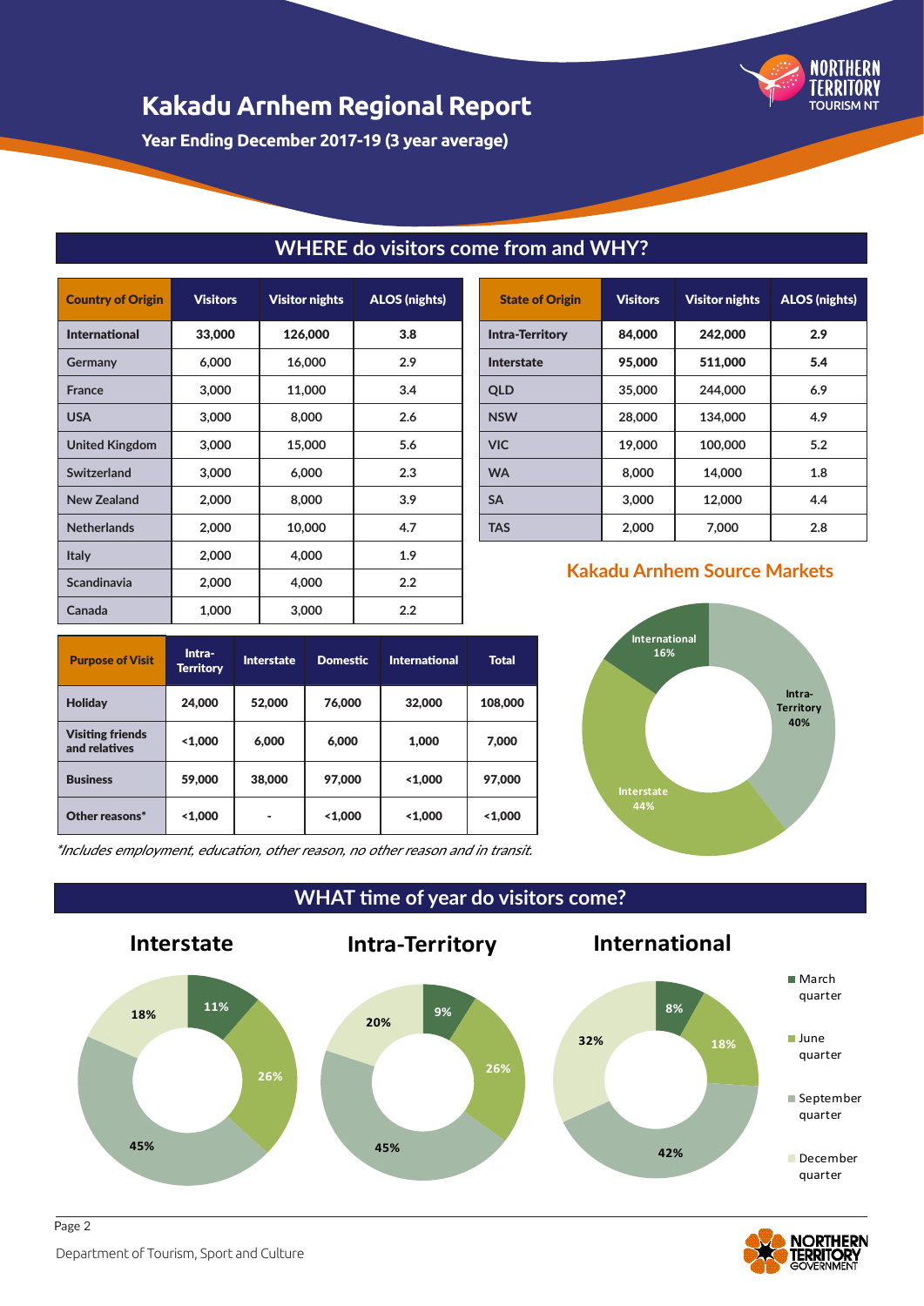# Kakadu Arnhem Regional Report

**Year Ending December 2017-19 (3 year average)**

## WHERE do visitors come from and WHY?

| Country of Origin | Visitors | Visitor nights | ALOS (nights) |
|---|---|---|---|
| International | 33,000 | 126,000 | 3.8 |
| Germany | 6,000 | 16,000 | 2.9 |
| France | 3,000 | 11,000 | 3.4 |
| USA | 3,000 | 8,000 | 2.6 |
| United Kingdom | 3,000 | 15,000 | 5.6 |
| Switzerland | 3,000 | 6,000 | 2.3 |
| New Zealand | 2,000 | 8,000 | 3.9 |
| Netherlands | 2,000 | 10,000 | 4.7 |
| Italy | 2,000 | 4,000 | 1.9 |
| Scandinavia | 2,000 | 4,000 | 2.2 |
| Canada | 1,000 | 3,000 | 2.2 |

| State of Origin | Visitors | Visitor nights | ALOS (nights) |
|---|---|---|---|
| Intra-Territory | 84,000 | 242,000 | 2.9 |
| Interstate | 95,000 | 511,000 | 5.4 |
| QLD | 35,000 | 244,000 | 6.9 |
| NSW | 28,000 | 134,000 | 4.9 |
| VIC | 19,000 | 100,000 | 5.2 |
| WA | 8,000 | 14,000 | 1.8 |
| SA | 3,000 | 12,000 | 4.4 |
| TAS | 2,000 | 7,000 | 2.8 |

| Purpose of Visit | Intra-Territory | Interstate | Domestic | International | Total |
|---|---|---|---|---|---|
| Holiday | 24,000 | 52,000 | 76,000 | 32,000 | 108,000 |
| Visiting friends and relatives | <1,000 | 6,000 | 6,000 | 1,000 | 7,000 |
| Business | 59,000 | 38,000 | 97,000 | <1,000 | 97,000 |
| Other reasons* | <1,000 | - | <1,000 | <1,000 | <1,000 |

*Includes employment, education, other reason, no other reason and in transit.*

### Kakadu Arnhem Source Markets

- International 16%
- Intra-Territory 40%
- Interstate 44%

## WHAT time of year do visitors come?

| | March quarter | June quarter | September quarter | December quarter |
|---|---|---|---|---|
| Interstate | 11% | 26% | 45% | 18% |
| Intra-Territory | 9% | 26% | 45% | 20% |
| International | 8% | 18% | 42% | 32% |

Department of Tourism, Sport and Culture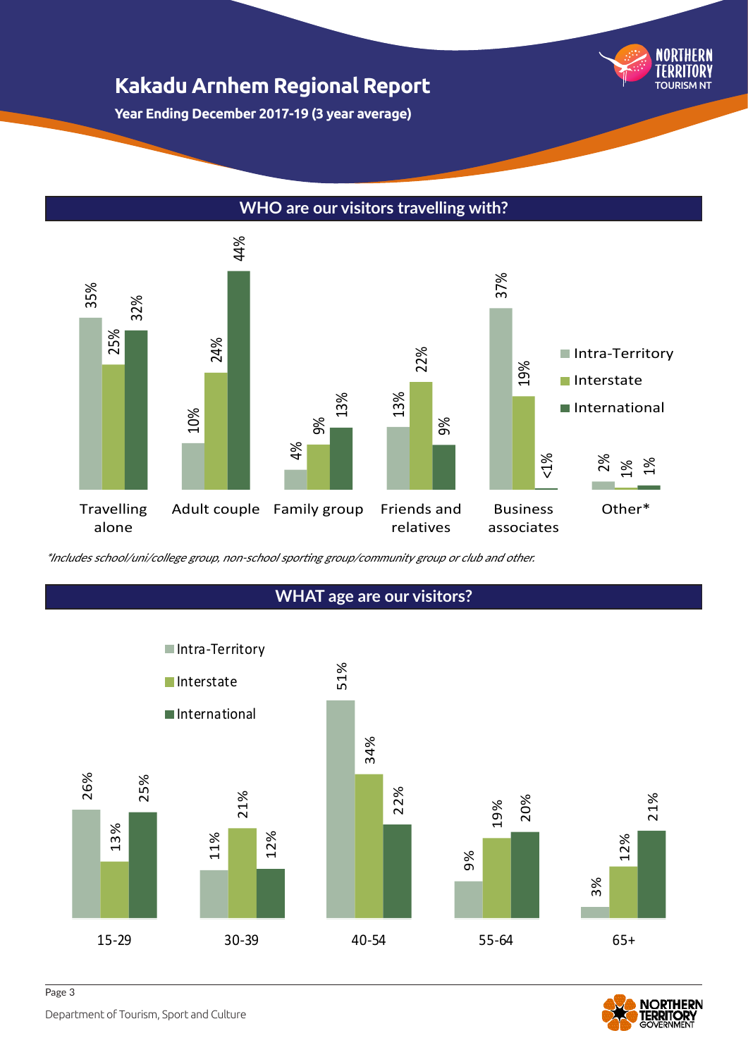# Kakadu Arnhem Regional Report

**Year Ending December 2017-19 (3 year average)**

## WHO are our visitors travelling with?

| | Intra-Territory | Interstate | International |
|---|---|---|---|
| Travelling alone | 35% | 25% | 32% |
| Adult couple | 10% | 24% | 44% |
| Family group | 4% | 9% | 13% |
| Friends and relatives | 13% | 22% | 9% |
| Business associates | 37% | 19% | <1% |
| Other* | 2% | 1% | 1% |

*Includes school/uni/college group, non-school sporting group/community group or club and other.*

## WHAT age are our visitors?

| | Intra-Territory | Interstate | International |
|---|---|---|---|
| 15-29 | 26% | 13% | 25% |
| 30-39 | 11% | 21% | 12% |
| 40-54 | 51% | 34% | 22% |
| 55-64 | 9% | 19% | 20% |
| 65+ | 3% | 12% | 21% |

Department of Tourism, Sport and Culture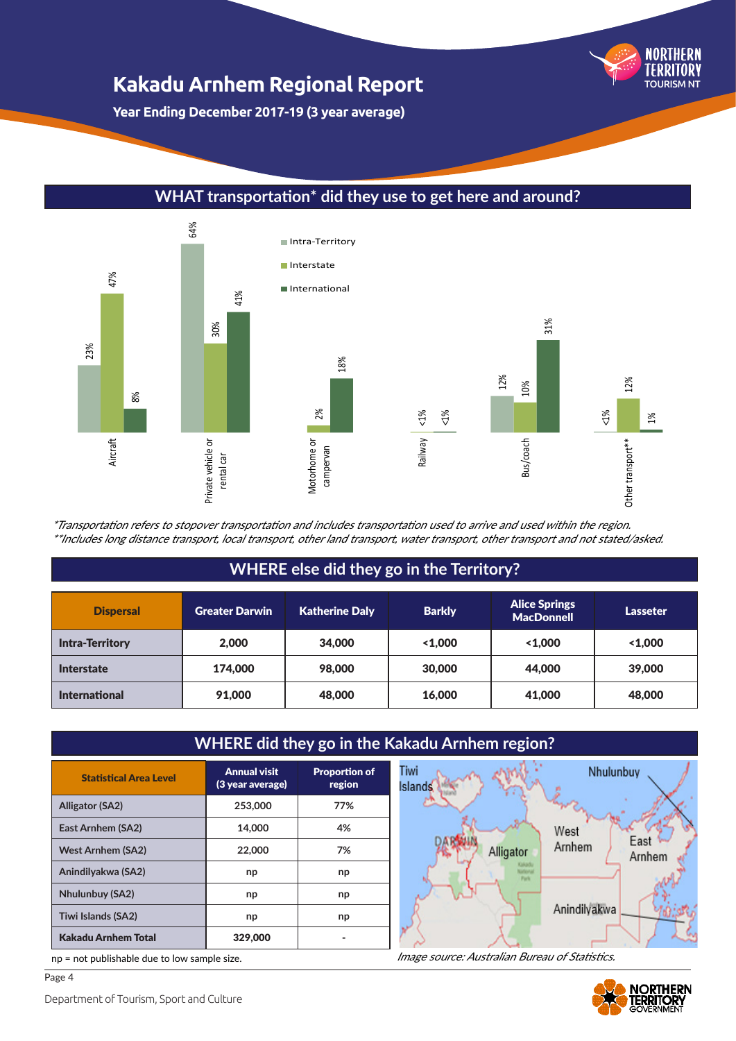# Kakadu Arnhem Regional Report

**Year Ending December 2017-19 (3 year average)**

## WHAT transportation* did they use to get here and around?

| Transportation | Intra-Territory | Interstate | International |
|---|---|---|---|
| Aircraft | 23% | 47% | 8% |
| Private vehicle or rental car | 64% | 30% | 41% |
| Motorhome or campervan | | 2% | 18% |
| Railway | | <1% | <1% |
| Bus/coach | 12% | 10% | 31% |
| Other transport** | <1% | 12% | 1% |

*\*Transportation refers to stopover transportation and includes transportation used to arrive and used within the region.*
*\*\*Includes long distance transport, local transport, other land transport, water transport, other transport and not stated/asked.*

## WHERE else did they go in the Territory?

| Dispersal | Greater Darwin | Katherine Daly | Barkly | Alice Springs MacDonnell | Lasseter |
|---|---|---|---|---|---|
| Intra-Territory | 2,000 | 34,000 | <1,000 | <1,000 | <1,000 |
| Interstate | 174,000 | 98,000 | 30,000 | 44,000 | 39,000 |
| International | 91,000 | 48,000 | 16,000 | 41,000 | 48,000 |

## WHERE did they go in the Kakadu Arnhem region?

| Statistical Area Level | Annual visit (3 year average) | Proportion of region |
|---|---|---|
| Alligator (SA2) | 253,000 | 77% |
| East Arnhem (SA2) | 14,000 | 4% |
| West Arnhem (SA2) | 22,000 | 7% |
| Anindilyakwa (SA2) | np | np |
| Nhulunbuy (SA2) | np | np |
| Tiwi Islands (SA2) | np | np |
| **Kakadu Arnhem Total** | 329,000 | - |

np = not publishable due to low sample size.

*Image source: Australian Bureau of Statistics.*

Department of Tourism, Sport and Culture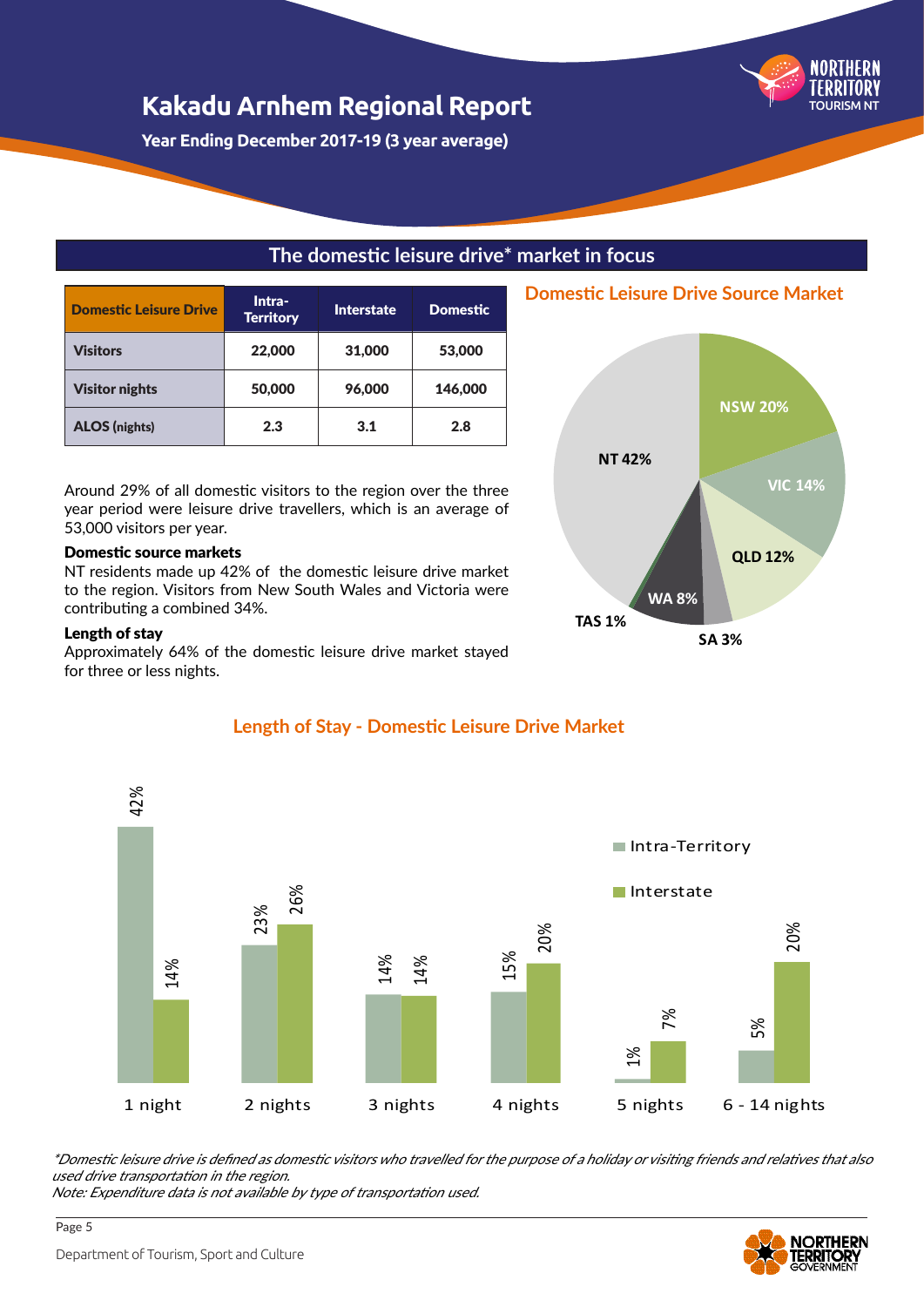# Kakadu Arnhem Regional Report

**Year Ending December 2017-19 (3 year average)**

## The domestic leisure drive* market in focus

| Domestic Leisure Drive | Intra-Territory | Interstate | Domestic |
| --- | --- | --- | --- |
| Visitors | 22,000 | 31,000 | 53,000 |
| Visitor nights | 50,000 | 96,000 | 146,000 |
| ALOS (nights) | 2.3 | 3.1 | 2.8 |

Around 29% of all domestic visitors to the region over the three year period were leisure drive travellers, which is an average of 53,000 visitors per year.

**Domestic source markets**

NT residents made up 42% of the domestic leisure drive market to the region. Visitors from New South Wales and Victoria were contributing a combined 34%.

**Length of stay**

Approximately 64% of the domestic leisure drive market stayed for three or less nights.

### Domestic Leisure Drive Source Market

| Source | Share |
| --- | --- |
| NT | 42% |
| NSW | 20% |
| VIC | 14% |
| QLD | 12% |
| WA | 8% |
| SA | 3% |
| TAS | 1% |

### Length of Stay - Domestic Leisure Drive Market

| Length of stay | Intra-Territory | Interstate |
| --- | --- | --- |
| 1 night | 42% | 14% |
| 2 nights | 23% | 26% |
| 3 nights | 14% | 14% |
| 4 nights | 15% | 20% |
| 5 nights | 1% | 7% |
| 6 - 14 nights | 5% | 20% |

*\*Domestic leisure drive is defined as domestic visitors who travelled for the purpose of a holiday or visiting friends and relatives that also used drive transportation in the region.*

*Note: Expenditure data is not available by type of transportation used.*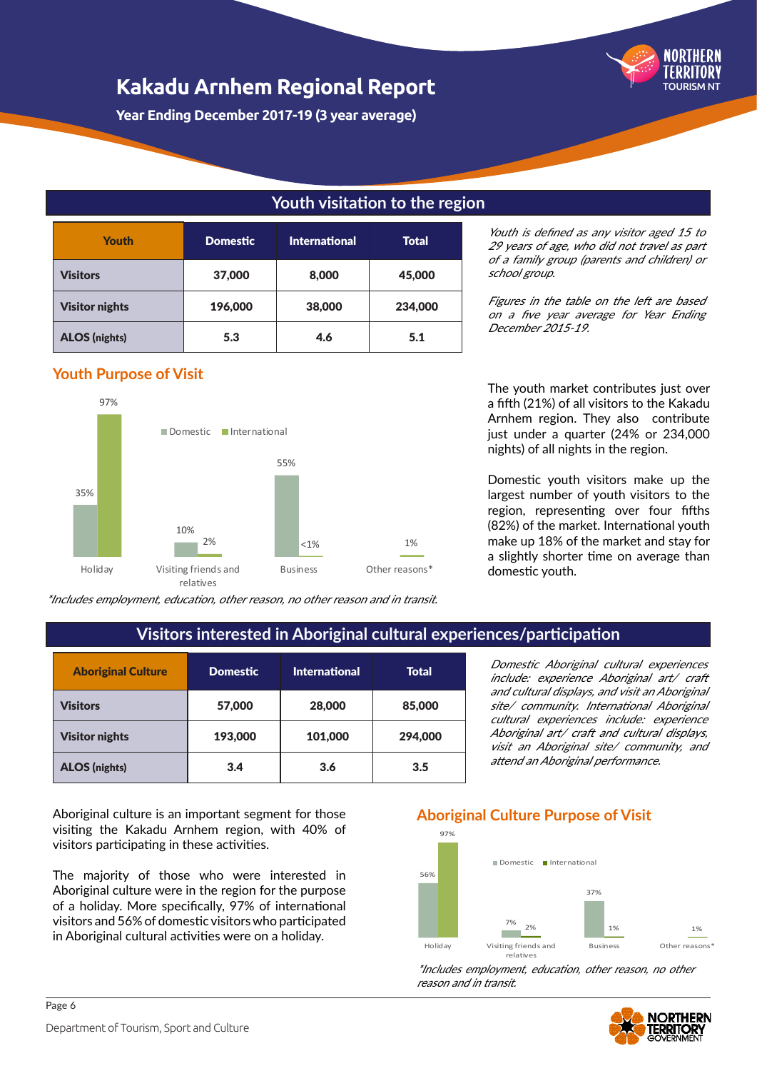# Kakadu Arnhem Regional Report

**Year Ending December 2017-19 (3 year average)**

## Youth visitation to the region

| Youth | Domestic | International | Total |
|---|---|---|---|
| **Visitors** | 37,000 | 8,000 | 45,000 |
| **Visitor nights** | 196,000 | 38,000 | 234,000 |
| **ALOS (nights)** | 5.3 | 4.6 | 5.1 |

*Youth is defined as any visitor aged 15 to 29 years of age, who did not travel as part of a family group (parents and children) or school group.*

*Figures in the table on the left are based on a five year average for Year Ending December 2015-19.*

### Youth Purpose of Visit

| Purpose | Domestic | International |
|---|---|---|
| Holiday | 35% | 97% |
| Visiting friends and relatives | 10% | 2% |
| Business | 55% | <1% |
| Other reasons* | | 1% |

*Includes employment, education, other reason, no other reason and in transit.*

The youth market contributes just over a fifth (21%) of all visitors to the Kakadu Arnhem region. They also contribute just under a quarter (24% or 234,000 nights) of all nights in the region.

Domestic youth visitors make up the largest number of youth visitors to the region, representing over four fifths (82%) of the market. International youth make up 18% of the market and stay for a slightly shorter time on average than domestic youth.

## Visitors interested in Aboriginal cultural experiences/participation

| Aboriginal Culture | Domestic | International | Total |
|---|---|---|---|
| **Visitors** | 57,000 | 28,000 | 85,000 |
| **Visitor nights** | 193,000 | 101,000 | 294,000 |
| **ALOS (nights)** | 3.4 | 3.6 | 3.5 |

*Domestic Aboriginal cultural experiences include: experience Aboriginal art/ craft and cultural displays, and visit an Aboriginal site/ community. International Aboriginal cultural experiences include: experience Aboriginal art/ craft and cultural displays, visit an Aboriginal site/ community, and attend an Aboriginal performance.*

Aboriginal culture is an important segment for those visiting the Kakadu Arnhem region, with 40% of visitors participating in these activities.

The majority of those who were interested in Aboriginal culture were in the region for the purpose of a holiday. More specifically, 97% of international visitors and 56% of domestic visitors who participated in Aboriginal cultural activities were on a holiday.

### Aboriginal Culture Purpose of Visit

| Purpose | Domestic | International |
|---|---|---|
| Holiday | 56% | 97% |
| Visiting friends and relatives | 7% | 2% |
| Business | 37% | 1% |
| Other reasons* | | 1% |

*Includes employment, education, other reason, no other reason and in transit.*

Department of Tourism, Sport and Culture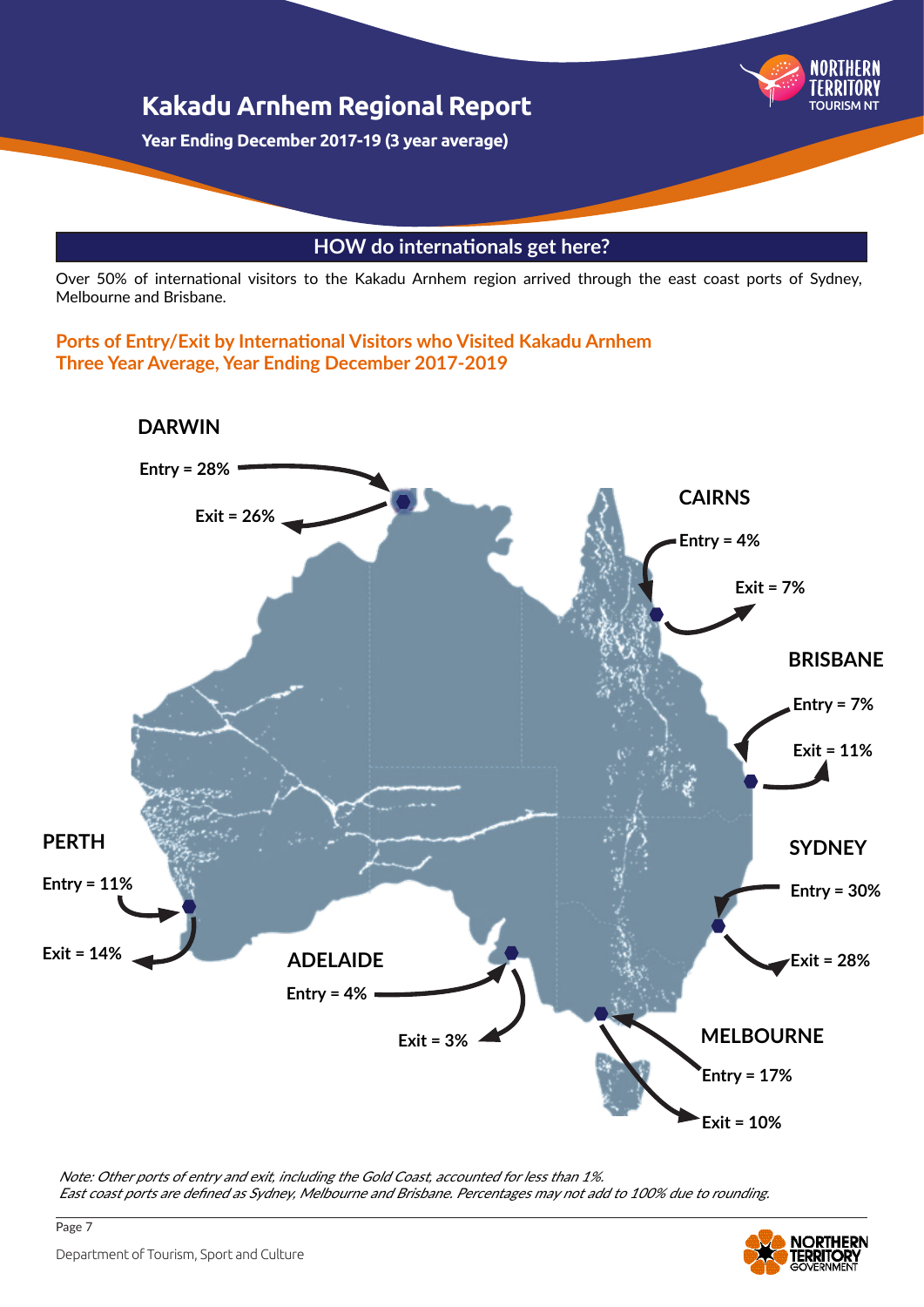# Kakadu Arnhem Regional Report

**Year Ending December 2017-19 (3 year average)**

## HOW do internationals get here?

Over 50% of international visitors to the Kakadu Arnhem region arrived through the east coast ports of Sydney, Melbourne and Brisbane.

### Ports of Entry/Exit by International Visitors who Visited Kakadu Arnhem Three Year Average, Year Ending December 2017-2019

**DARWIN**
Entry = 28%
Exit = 26%

**CAIRNS**
Entry = 4%
Exit = 7%

**BRISBANE**
Entry = 7%
Exit = 11%

**SYDNEY**
Entry = 30%
Exit = 28%

**MELBOURNE**
Entry = 17%
Exit = 10%

**ADELAIDE**
Entry = 4%
Exit = 3%

**PERTH**
Entry = 11%
Exit = 14%

*Note: Other ports of entry and exit, including the Gold Coast, accounted for less than 1%.*
*East coast ports are defined as Sydney, Melbourne and Brisbane. Percentages may not add to 100% due to rounding.*

Department of Tourism, Sport and Culture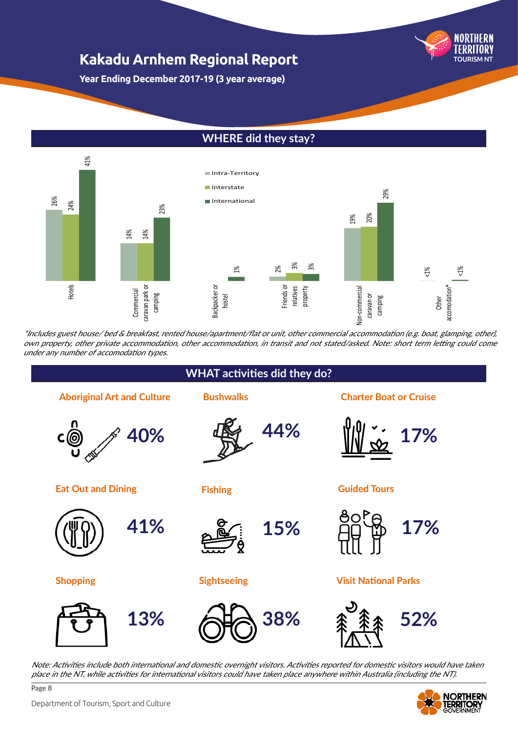# Kakadu Arnhem Regional Report

**Year Ending December 2017-19 (3 year average)**

## WHERE did they stay?

| Accommodation | Intra-Territory | Interstate | International |
| --- | --- | --- | --- |
| Hotels | 26% | 24% | 41% |
| Commercial caravan park or camping | 14% | 14% | 23% |
| Backpacker or hostel | | | 1% |
| Friends or relatives property | 2% | 3% | 3% |
| Non-commercial caravan or camping | 19% | 20% | 29% |
| Other accomodation* | <1% | | <1% |

*Includes guest house/ bed & breakfast, rented house/apartment/flat or unit, other commercial accommodation (e.g. boat, glamping, other), own property, other private accommodation, other accommodation, in transit and not stated/asked. Note: short term letting could come under any number of accomodation types.*

## WHAT activities did they do?

| Activity | % |
| --- | --- |
| Aboriginal Art and Culture | 40% |
| Bushwalks | 44% |
| Charter Boat or Cruise | 17% |
| Eat Out and Dining | 41% |
| Fishing | 15% |
| Guided Tours | 17% |
| Shopping | 13% |
| Sightseeing | 38% |
| Visit National Parks | 52% |

*Note: Activities include both international and domestic overnight visitors. Activities reported for domestic visitors would have taken place in the NT, while activities for international visitors could have taken place anywhere within Australia (including the NT).*

Department of Tourism, Sport and Culture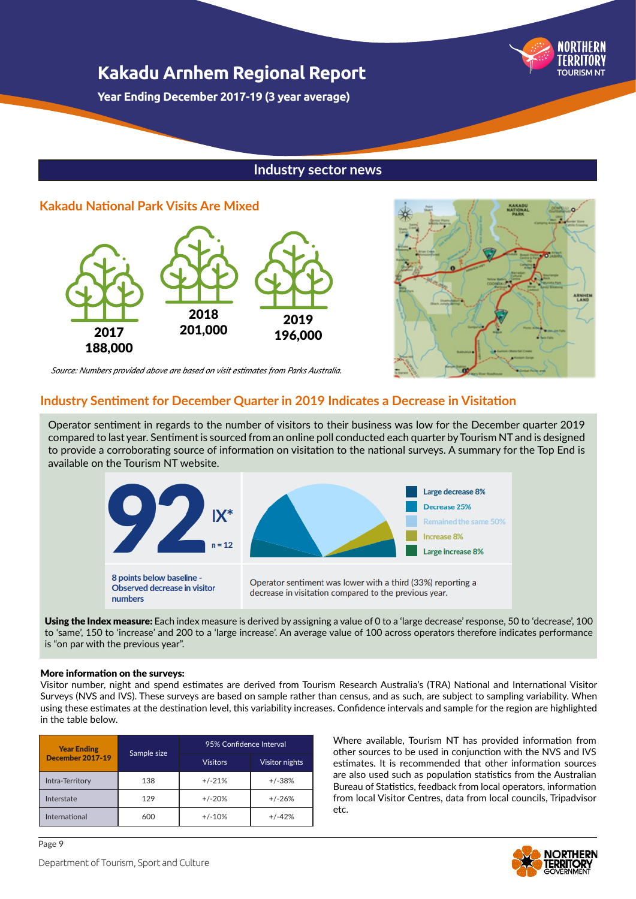# Kakadu Arnhem Regional Report

**Year Ending December 2017-19 (3 year average)**

## Industry sector news

### Kakadu National Park Visits Are Mixed

2017
188,000

2018
201,000

2019
196,000

*Source: Numbers provided above are based on visit estimates from Parks Australia.*

### Industry Sentiment for December Quarter in 2019 Indicates a Decrease in Visitation

Operator sentiment in regards to the number of visitors to their business was low for the December quarter 2019 compared to last year. Sentiment is sourced from an online poll conducted each quarter by Tourism NT and is designed to provide a corroborating source of information on visitation to the national surveys. A summary for the Top End is available on the Tourism NT website.

92
IX*
n = 12

Large decrease 8%
Decrease 25%
Remained the same 50%
Increase 8%
Large increase 8%

8 points below baseline - Observed decrease in visitor numbers

Operator sentiment was lower with a third (33%) reporting a decrease in visitation compared to the previous year.

**Using the Index measure:** Each index measure is derived by assigning a value of 0 to a 'large decrease' response, 50 to 'decrease', 100 to 'same', 150 to 'increase' and 200 to 'large increase'. An average value of 100 across operators therefore indicates performance is "on par with the previous year".

**More information on the surveys:**
Visitor number, night and spend estimates are derived from Tourism Research Australia's (TRA) National and International Visitor Surveys (NVS and IVS). These surveys are based on sample rather than census, and as such, are subject to sampling variability. When using these estimates at the destination level, this variability increases. Confidence intervals and sample for the region are highlighted in the table below.

| Year Ending December 2017-19 | Sample size | 95% Confidence Interval | |
|---|---|---|---|
| | | Visitors | Visitor nights |
| Intra-Territory | 138 | +/-21% | +/-38% |
| Interstate | 129 | +/-20% | +/-26% |
| International | 600 | +/-10% | +/-42% |

Where available, Tourism NT has provided information from other sources to be used in conjunction with the NVS and IVS estimates. It is recommended that other information sources are also used such as population statistics from the Australian Bureau of Statistics, feedback from local operators, information from local Visitor Centres, data from local councils, Tripadvisor etc.

Department of Tourism, Sport and Culture